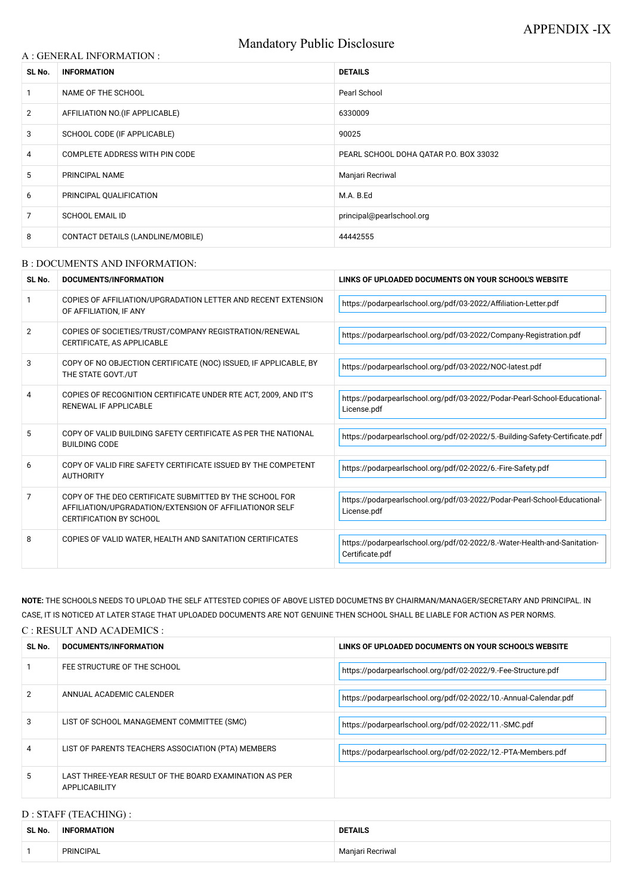APPENDIX -IX

# Mandatory Public Disclosure

## A : GENERAL INFORMATION :

| SL No. | INFORMATION | DETAILS |
|---|---|---|
| 1 | NAME OF THE SCHOOL | Pearl School |
| 2 | AFFILIATION NO.(IF APPLICABLE) | 6330009 |
| 3 | SCHOOL CODE (IF APPLICABLE) | 90025 |
| 4 | COMPLETE ADDRESS WITH PIN CODE | PEARL SCHOOL DOHA QATAR P.O. BOX 33032 |
| 5 | PRINCIPAL NAME | Manjari Recriwal |
| 6 | PRINCIPAL QUALIFICATION | M.A. B.Ed |
| 7 | SCHOOL EMAIL ID | principal@pearlschool.org |
| 8 | CONTACT DETAILS (LANDLINE/MOBILE) | 44442555 |

## B : DOCUMENTS AND INFORMATION:

| SL No. | DOCUMENTS/INFORMATION | LINKS OF UPLOADED DOCUMENTS ON YOUR SCHOOL'S WEBSITE |
|---|---|---|
| 1 | COPIES OF AFFILIATION/UPGRADATION LETTER AND RECENT EXTENSION OF AFFILIATION, IF ANY | https://podarpearlschool.org/pdf/03-2022/Affiliation-Letter.pdf |
| 2 | COPIES OF SOCIETIES/TRUST/COMPANY REGISTRATION/RENEWAL CERTIFICATE, AS APPLICABLE | https://podarpearlschool.org/pdf/03-2022/Company-Registration.pdf |
| 3 | COPY OF NO OBJECTION CERTIFICATE (NOC) ISSUED, IF APPLICABLE, BY THE STATE GOVT./UT | https://podarpearlschool.org/pdf/03-2022/NOC-latest.pdf |
| 4 | COPIES OF RECOGNITION CERTIFICATE UNDER RTE ACT, 2009, AND IT'S RENEWAL IF APPLICABLE | https://podarpearlschool.org/pdf/03-2022/Podar-Pearl-School-Educational-License.pdf |
| 5 | COPY OF VALID BUILDING SAFETY CERTIFICATE AS PER THE NATIONAL BUILDING CODE | https://podarpearlschool.org/pdf/02-2022/5.-Building-Safety-Certificate.pdf |
| 6 | COPY OF VALID FIRE SAFETY CERTIFICATE ISSUED BY THE COMPETENT AUTHORITY | https://podarpearlschool.org/pdf/02-2022/6.-Fire-Safety.pdf |
| 7 | COPY OF THE DEO CERTIFICATE SUBMITTED BY THE SCHOOL FOR AFFILIATION/UPGRADATION/EXTENSION OF AFFILIATIONOR SELF CERTIFICATION BY SCHOOL | https://podarpearlschool.org/pdf/03-2022/Podar-Pearl-School-Educational-License.pdf |
| 8 | COPIES OF VALID WATER, HEALTH AND SANITATION CERTIFICATES | https://podarpearlschool.org/pdf/02-2022/8.-Water-Health-and-Sanitation-Certificate.pdf |

**NOTE:** THE SCHOOLS NEEDS TO UPLOAD THE SELF ATTESTED COPIES OF ABOVE LISTED DOCUMETNS BY CHAIRMAN/MANAGER/SECRETARY AND PRINCIPAL. IN CASE, IT IS NOTICED AT LATER STAGE THAT UPLOADED DOCUMENTS ARE NOT GENUINE THEN SCHOOL SHALL BE LIABLE FOR ACTION AS PER NORMS.

## C : RESULT AND ACADEMICS :

| SL No. | DOCUMENTS/INFORMATION | LINKS OF UPLOADED DOCUMENTS ON YOUR SCHOOL'S WEBSITE |
|---|---|---|
| 1 | FEE STRUCTURE OF THE SCHOOL | https://podarpearlschool.org/pdf/02-2022/9.-Fee-Structure.pdf |
| 2 | ANNUAL ACADEMIC CALENDER | https://podarpearlschool.org/pdf/02-2022/10.-Annual-Calendar.pdf |
| 3 | LIST OF SCHOOL MANAGEMENT COMMITTEE (SMC) | https://podarpearlschool.org/pdf/02-2022/11.-SMC.pdf |
| 4 | LIST OF PARENTS TEACHERS ASSOCIATION (PTA) MEMBERS | https://podarpearlschool.org/pdf/02-2022/12.-PTA-Members.pdf |
| 5 | LAST THREE-YEAR RESULT OF THE BOARD EXAMINATION AS PER APPLICABILITY | |

## D : STAFF (TEACHING) :

| SL No. | INFORMATION | DETAILS |
|---|---|---|
| 1 | PRINCIPAL | Manjari Recriwal |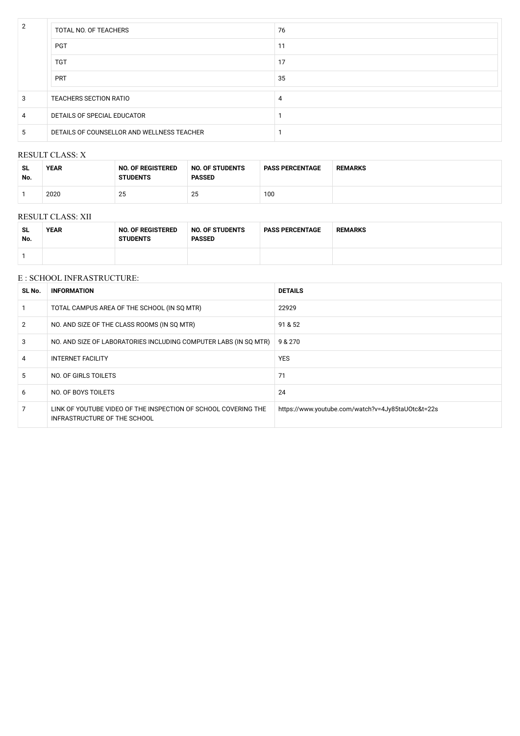| | | |
|---|---|---|
| 2 | TOTAL NO. OF TEACHERS | 76 |
| | PGT | 11 |
| | TGT | 17 |
| | PRT | 35 |
| 3 | TEACHERS SECTION RATIO | 4 |
| 4 | DETAILS OF SPECIAL EDUCATOR | 1 |
| 5 | DETAILS OF COUNSELLOR AND WELLNESS TEACHER | 1 |

RESULT CLASS: X

| SL No. | YEAR | NO. OF REGISTERED STUDENTS | NO. OF STUDENTS PASSED | PASS PERCENTAGE | REMARKS |
|---|---|---|---|---|---|
| 1 | 2020 | 25 | 25 | 100 | |

RESULT CLASS: XII

| SL No. | YEAR | NO. OF REGISTERED STUDENTS | NO. OF STUDENTS PASSED | PASS PERCENTAGE | REMARKS |
|---|---|---|---|---|---|
| 1 | | | | | |

E : SCHOOL INFRASTRUCTURE:

| SL No. | INFORMATION | DETAILS |
|---|---|---|
| 1 | TOTAL CAMPUS AREA OF THE SCHOOL (IN SQ MTR) | 22929 |
| 2 | NO. AND SIZE OF THE CLASS ROOMS (IN SQ MTR) | 91 & 52 |
| 3 | NO. AND SIZE OF LABORATORIES INCLUDING COMPUTER LABS (IN SQ MTR) | 9 & 270 |
| 4 | INTERNET FACILITY | YES |
| 5 | NO. OF GIRLS TOILETS | 71 |
| 6 | NO. OF BOYS TOILETS | 24 |
| 7 | LINK OF YOUTUBE VIDEO OF THE INSPECTION OF SCHOOL COVERING THE INFRASTRUCTURE OF THE SCHOOL | https://www.youtube.com/watch?v=4Jy85taUOtc&t=22s |